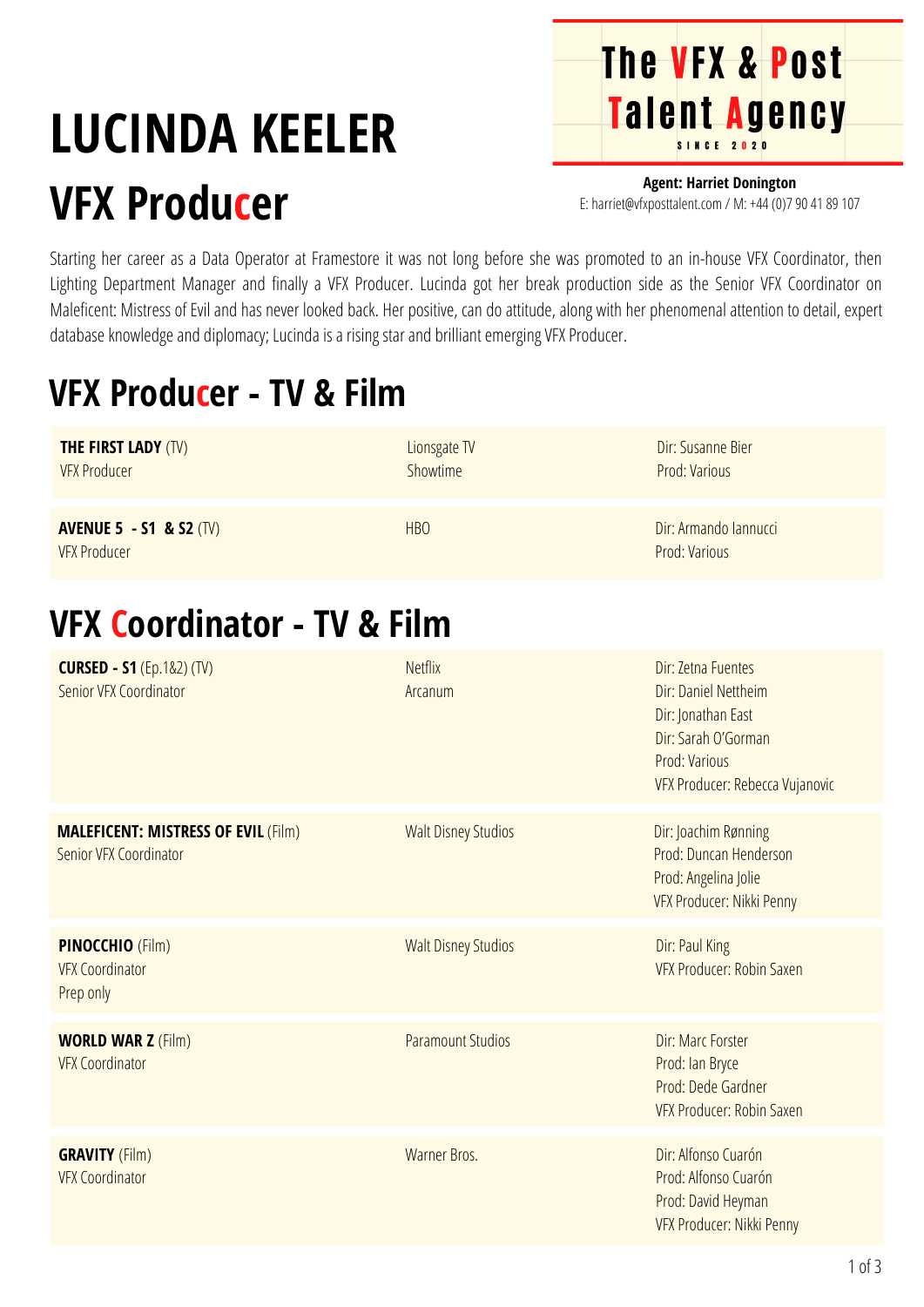# LUCINDA KEELER

## VFX Producer

**The VFX & Post Talent Agency**
SINCE 2020

**Agent: Harriet Donington**
E: harriet@vfxposttalent.com / M: +44 (0)7 90 41 89 107

Starting her career as a Data Operator at Framestore it was not long before she was promoted to an in-house VFX Coordinator, then Lighting Department Manager and finally a VFX Producer. Lucinda got her break production side as the Senior VFX Coordinator on Maleficent: Mistress of Evil and has never looked back. Her positive, can do attitude, along with her phenomenal attention to detail, expert database knowledge and diplomacy; Lucinda is a rising star and brilliant emerging VFX Producer.

## VFX Producer - TV & Film

| | | |
|---|---|---|
| **THE FIRST LADY** (TV)<br>VFX Producer | Lionsgate TV<br>Showtime | Dir: Susanne Bier<br>Prod: Various |
| **AVENUE 5 - S1 & S2** (TV)<br>VFX Producer | HBO | Dir: Armando Iannucci<br>Prod: Various |

## VFX Coordinator - TV & Film

| | | |
|---|---|---|
| **CURSED - S1** (Ep.1&2) (TV)<br>Senior VFX Coordinator | Netflix<br>Arcanum | Dir: Zetna Fuentes<br>Dir: Daniel Nettheim<br>Dir: Jonathan East<br>Dir: Sarah O'Gorman<br>Prod: Various<br>VFX Producer: Rebecca Vujanovic |
| **MALEFICENT: MISTRESS OF EVIL** (Film)<br>Senior VFX Coordinator | Walt Disney Studios | Dir: Joachim Rønning<br>Prod: Duncan Henderson<br>Prod: Angelina Jolie<br>VFX Producer: Nikki Penny |
| **PINOCCHIO** (Film)<br>VFX Coordinator<br>Prep only | Walt Disney Studios | Dir: Paul King<br>VFX Producer: Robin Saxen |
| **WORLD WAR Z** (Film)<br>VFX Coordinator | Paramount Studios | Dir: Marc Forster<br>Prod: Ian Bryce<br>Prod: Dede Gardner<br>VFX Producer: Robin Saxen |
| **GRAVITY** (Film)<br>VFX Coordinator | Warner Bros. | Dir: Alfonso Cuarón<br>Prod: Alfonso Cuarón<br>Prod: David Heyman<br>VFX Producer: Nikki Penny |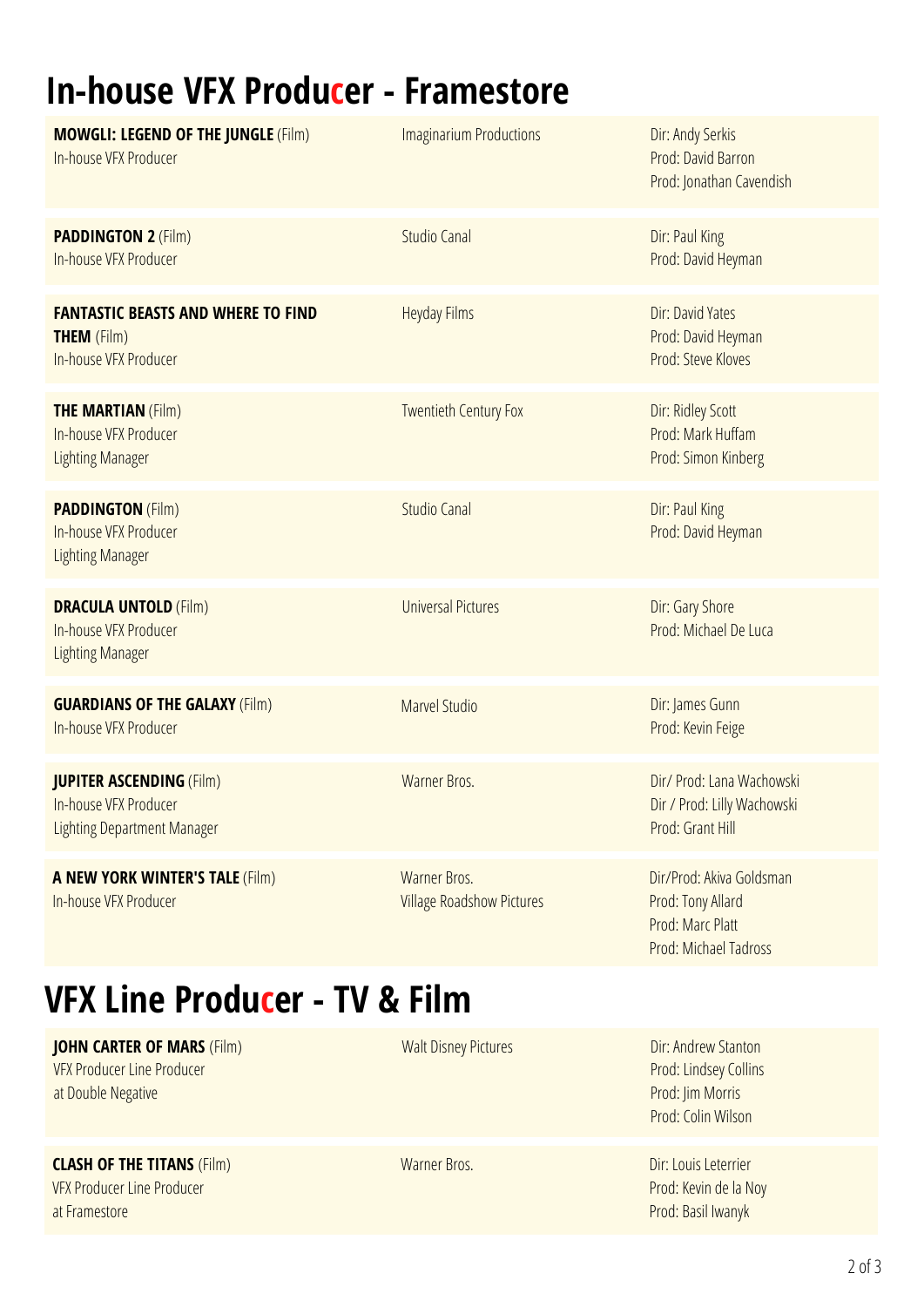# In-house VFX Producer - Framestore

| | | |
|---|---|---|
| **MOWGLI: LEGEND OF THE JUNGLE** (Film)<br>In-house VFX Producer | Imaginarium Productions | Dir: Andy Serkis<br>Prod: David Barron<br>Prod: Jonathan Cavendish |
| **PADDINGTON 2** (Film)<br>In-house VFX Producer | Studio Canal | Dir: Paul King<br>Prod: David Heyman |
| **FANTASTIC BEASTS AND WHERE TO FIND THEM** (Film)<br>In-house VFX Producer | Heyday Films | Dir: David Yates<br>Prod: David Heyman<br>Prod: Steve Kloves |
| **THE MARTIAN** (Film)<br>In-house VFX Producer<br>Lighting Manager | Twentieth Century Fox | Dir: Ridley Scott<br>Prod: Mark Huffam<br>Prod: Simon Kinberg |
| **PADDINGTON** (Film)<br>In-house VFX Producer<br>Lighting Manager | Studio Canal | Dir: Paul King<br>Prod: David Heyman |
| **DRACULA UNTOLD** (Film)<br>In-house VFX Producer<br>Lighting Manager | Universal Pictures | Dir: Gary Shore<br>Prod: Michael De Luca |
| **GUARDIANS OF THE GALAXY** (Film)<br>In-house VFX Producer | Marvel Studio | Dir: James Gunn<br>Prod: Kevin Feige |
| **JUPITER ASCENDING** (Film)<br>In-house VFX Producer<br>Lighting Department Manager | Warner Bros. | Dir/ Prod: Lana Wachowski<br>Dir / Prod: Lilly Wachowski<br>Prod: Grant Hill |
| **A NEW YORK WINTER'S TALE** (Film)<br>In-house VFX Producer | Warner Bros.<br>Village Roadshow Pictures | Dir/Prod: Akiva Goldsman<br>Prod: Tony Allard<br>Prod: Marc Platt<br>Prod: Michael Tadross |

# VFX Line Producer - TV & Film

| | | |
|---|---|---|
| **JOHN CARTER OF MARS** (Film)<br>VFX Producer Line Producer<br>at Double Negative | Walt Disney Pictures | Dir: Andrew Stanton<br>Prod: Lindsey Collins<br>Prod: Jim Morris<br>Prod: Colin Wilson |
| **CLASH OF THE TITANS** (Film)<br>VFX Producer Line Producer<br>at Framestore | Warner Bros. | Dir: Louis Leterrier<br>Prod: Kevin de la Noy<br>Prod: Basil Iwanyk |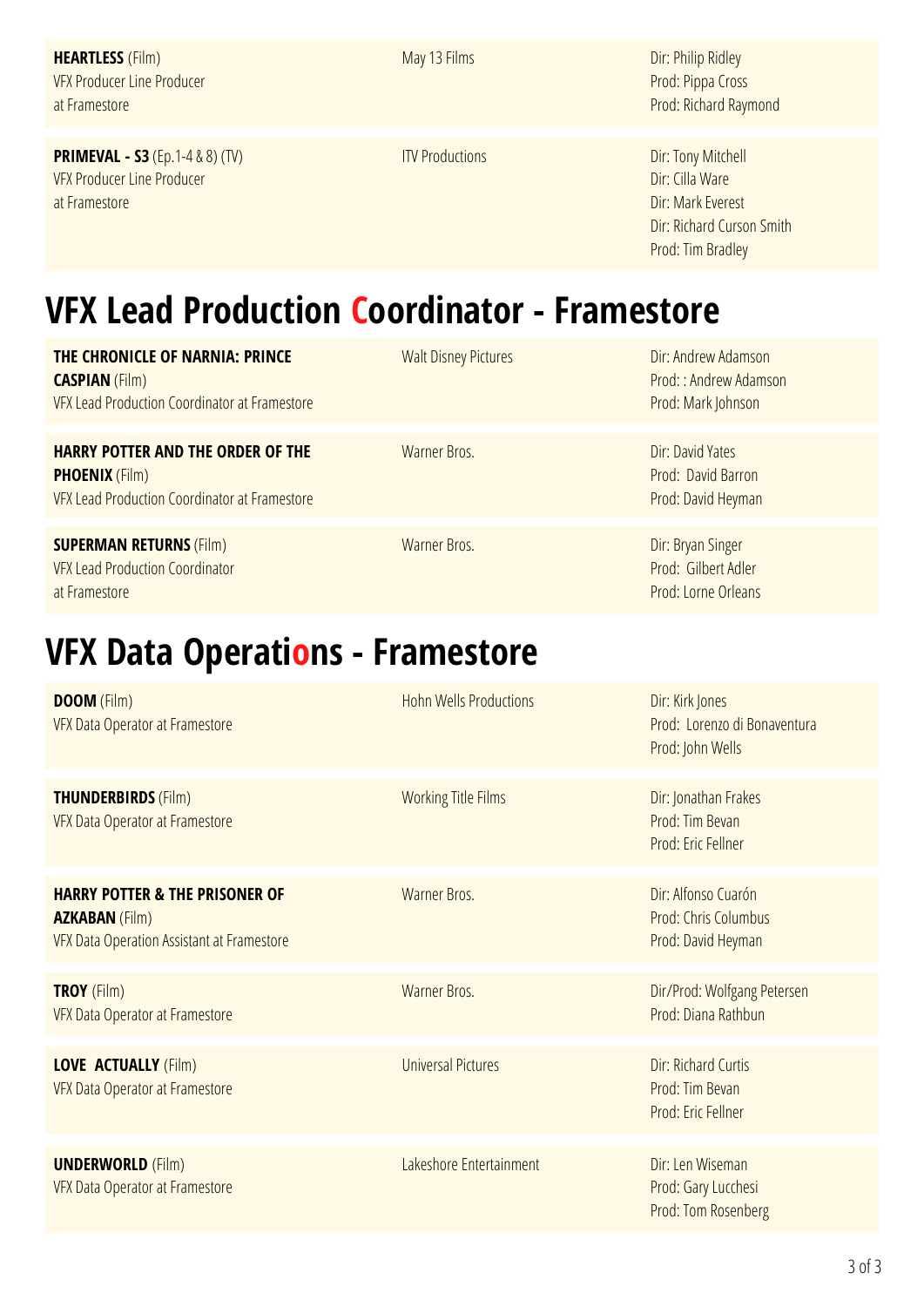| | | |
|---|---|---|
| **HEARTLESS** (Film)<br>VFX Producer Line Producer<br>at Framestore | May 13 Films | Dir: Philip Ridley<br>Prod: Pippa Cross<br>Prod: Richard Raymond |
| **PRIMEVAL - S3** (Ep.1-4 & 8) (TV)<br>VFX Producer Line Producer<br>at Framestore | ITV Productions | Dir: Tony Mitchell<br>Dir: Cilla Ware<br>Dir: Mark Everest<br>Dir: Richard Curson Smith<br>Prod: Tim Bradley |

# VFX Lead Production Coordinator - Framestore

| | | |
|---|---|---|
| **THE CHRONICLE OF NARNIA: PRINCE CASPIAN** (Film)<br>VFX Lead Production Coordinator at Framestore | Walt Disney Pictures | Dir: Andrew Adamson<br>Prod: : Andrew Adamson<br>Prod: Mark Johnson |
| **HARRY POTTER AND THE ORDER OF THE PHOENIX** (Film)<br>VFX Lead Production Coordinator at Framestore | Warner Bros. | Dir: David Yates<br>Prod: David Barron<br>Prod: David Heyman |
| **SUPERMAN RETURNS** (Film)<br>VFX Lead Production Coordinator<br>at Framestore | Warner Bros. | Dir: Bryan Singer<br>Prod: Gilbert Adler<br>Prod: Lorne Orleans |

# VFX Data Operations - Framestore

| | | |
|---|---|---|
| **DOOM** (Film)<br>VFX Data Operator at Framestore | Hohn Wells Productions | Dir: Kirk Jones<br>Prod: Lorenzo di Bonaventura<br>Prod: John Wells |
| **THUNDERBIRDS** (Film)<br>VFX Data Operator at Framestore | Working Title Films | Dir: Jonathan Frakes<br>Prod: Tim Bevan<br>Prod: Eric Fellner |
| **HARRY POTTER & THE PRISONER OF AZKABAN** (Film)<br>VFX Data Operation Assistant at Framestore | Warner Bros. | Dir: Alfonso Cuarón<br>Prod: Chris Columbus<br>Prod: David Heyman |
| **TROY** (Film)<br>VFX Data Operator at Framestore | Warner Bros. | Dir/Prod: Wolfgang Petersen<br>Prod: Diana Rathbun |
| **LOVE ACTUALLY** (Film)<br>VFX Data Operator at Framestore | Universal Pictures | Dir: Richard Curtis<br>Prod: Tim Bevan<br>Prod: Eric Fellner |
| **UNDERWORLD** (Film)<br>VFX Data Operator at Framestore | Lakeshore Entertainment | Dir: Len Wiseman<br>Prod: Gary Lucchesi<br>Prod: Tom Rosenberg |